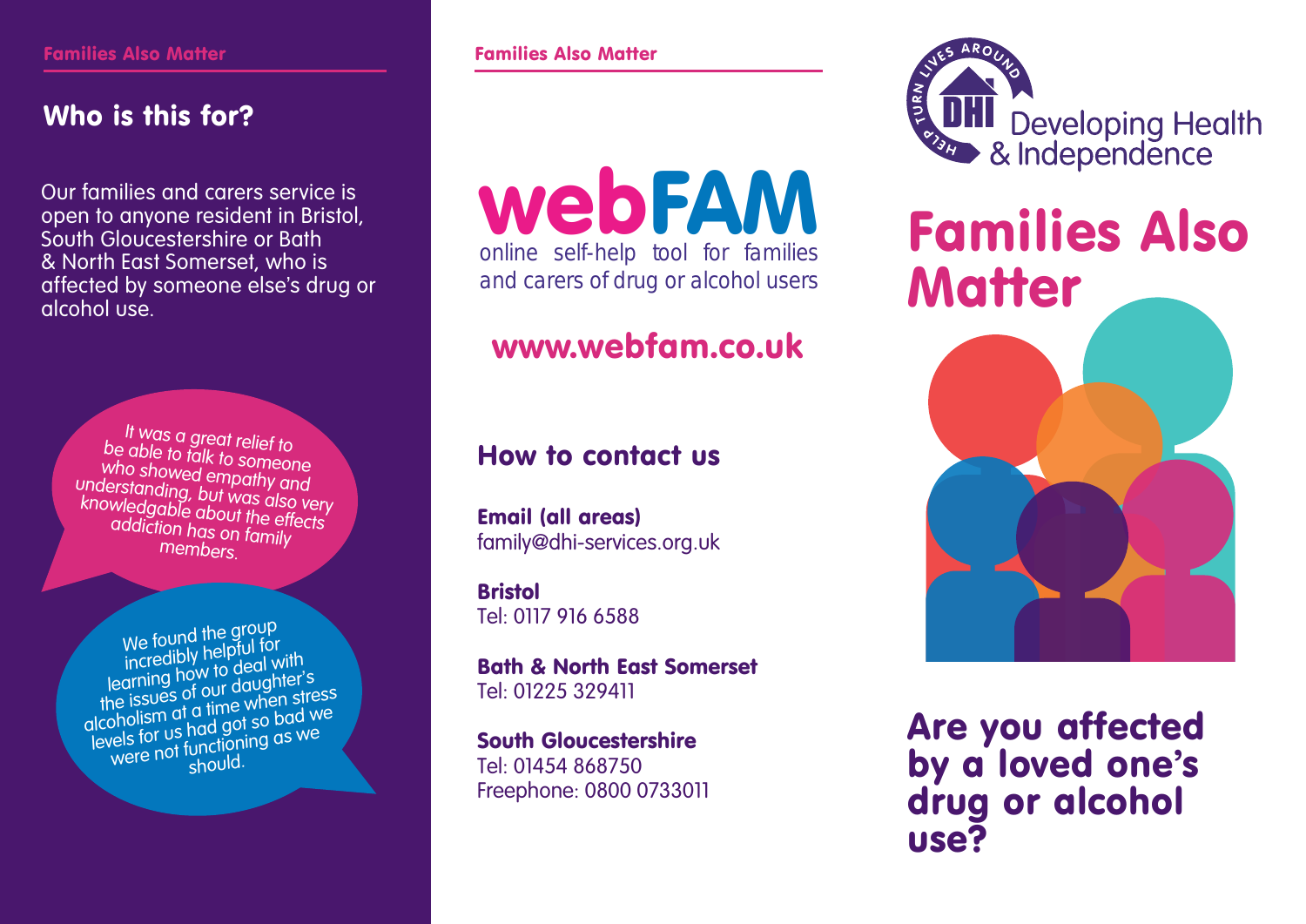## Who is this for?

Our families and carers service is open to anyone resident in Bristol, South Gloucestershire or Bath & North East Somerset, who is affected by someone else's drug or alcohol use.

*It was a great relief to be able to talk to someone who showed empathy and understanding, but was also very knowledgable about the effects addiction has on family members.*

*We found the group incredibly helpful for learning how to deal with the issues of our daughter's alcoholism at a time when stress levels for us had got so bad we were not functioning as we should.*

# webFAM

online self-help tool for families and carers of drug or alcohol users

**www.webfam.co.uk**

## How to contact us

**Email (all areas)**
family@dhi-services.org.uk

**Bristol**
Tel: 0117 916 6588

**Bath & North East Somerset**
Tel: 01225 329411

**South Gloucestershire**
Tel: 01454 868750
Freephone: 0800 0733011

HELP TURN LIVES AROUND
DHI Developing Health & Independence

# Families Also Matter

## Are you affected by a loved one's drug or alcohol use?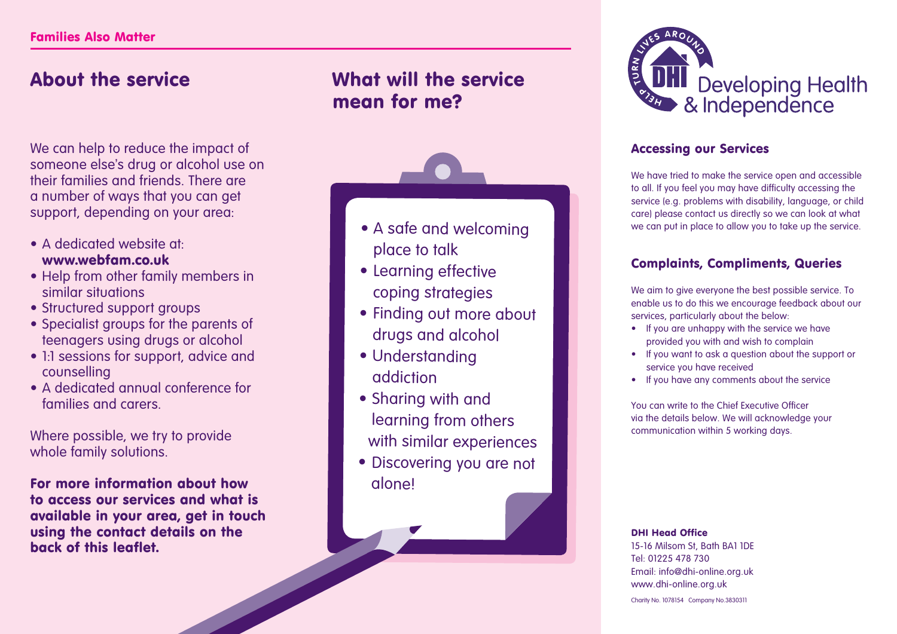Families Also Matter

## About the service

We can help to reduce the impact of someone else's drug or alcohol use on their families and friends. There are a number of ways that you can get support, depending on your area:

- A dedicated website at: **www.webfam.co.uk**
- Help from other family members in similar situations
- Structured support groups
- Specialist groups for the parents of teenagers using drugs or alcohol
- 1:1 sessions for support, advice and counselling
- A dedicated annual conference for families and carers.

Where possible, we try to provide whole family solutions.

**For more information about how to access our services and what is available in your area, get in touch using the contact details on the back of this leaflet.**

## What will the service mean for me?

- A safe and welcoming place to talk
- Learning effective coping strategies
- Finding out more about drugs and alcohol
- Understanding addiction
- Sharing with and learning from others with similar experiences
- Discovering you are not alone!

HELP TURN LIVES AROUND

DHI Developing Health & Independence

### Accessing our Services

We have tried to make the service open and accessible to all. If you feel you may have difficulty accessing the service (e.g. problems with disability, language, or child care) please contact us directly so we can look at what we can put in place to allow you to take up the service.

### Complaints, Compliments, Queries

We aim to give everyone the best possible service. To enable us to do this we encourage feedback about our services, particularly about the below:

- If you are unhappy with the service we have provided you with and wish to complain
- If you want to ask a question about the support or service you have received
- If you have any comments about the service

You can write to the Chief Executive Officer via the details below. We will acknowledge your communication within 5 working days.

**DHI Head Office**
15-16 Milsom St, Bath BA1 1DE
Tel: 01225 478 730
Email: info@dhi-online.org.uk
www.dhi-online.org.uk

Charity No. 1078154 Company No.3830311